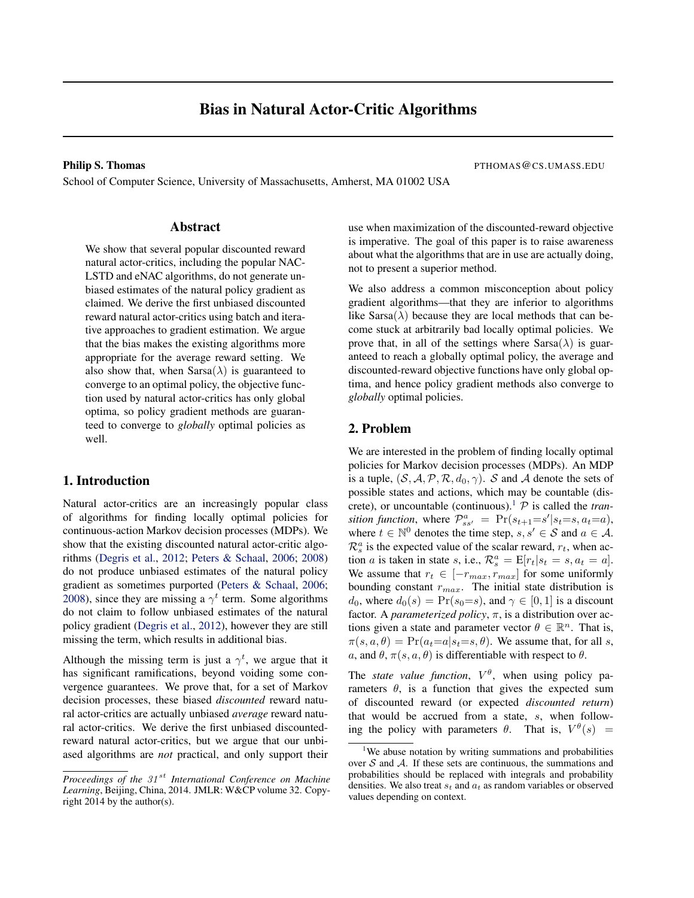# Bias in Natural Actor-Critic Algorithms

**Philip S. Thomas** PTHOMAS@CS.UMASS.EDU

School of Computer Science, University of Massachusetts, Amherst, MA 01002 USA

## Abstract

We show that several popular discounted reward natural actor-critics, including the popular NAC-LSTD and eNAC algorithms, do not generate unbiased estimates of the natural policy gradient as claimed. We derive the first unbiased discounted reward natural actor-critics using batch and iterative approaches to gradient estimation. We argue that the bias makes the existing algorithms more appropriate for the average reward setting. We also show that, when Sarsa($\lambda$) is guaranteed to converge to an optimal policy, the objective function used by natural actor-critics has only global optima, so policy gradient methods are guaranteed to converge to *globally* optimal policies as well.

## 1. Introduction

Natural actor-critics are an increasingly popular class of algorithms for finding locally optimal policies for continuous-action Markov decision processes (MDPs). We show that the existing discounted natural actor-critic algorithms (Degris et al., 2012; Peters & Schaal, 2006; 2008) do not produce unbiased estimates of the natural policy gradient as sometimes purported (Peters & Schaal, 2006; 2008), since they are missing a $\gamma^t$ term. Some algorithms do not claim to follow unbiased estimates of the natural policy gradient (Degris et al., 2012), however they are still missing the term, which results in additional bias.

Although the missing term is just a $\gamma^t$, we argue that it has significant ramifications, beyond voiding some convergence guarantees. We prove that, for a set of Markov decision processes, these biased *discounted* reward natural actor-critics are actually unbiased *average* reward natural actor-critics. We derive the first unbiased discounted-reward natural actor-critics, but we argue that our unbiased algorithms are *not* practical, and only support their use when maximization of the discounted-reward objective is imperative. The goal of this paper is to raise awareness about what the algorithms that are in use are actually doing, not to present a superior method.

We also address a common misconception about policy gradient algorithms—that they are inferior to algorithms like Sarsa($\lambda$) because they are local methods that can become stuck at arbitrarily bad locally optimal policies. We prove that, in all of the settings where Sarsa($\lambda$) is guaranteed to reach a globally optimal policy, the average and discounted-reward objective functions have only global optima, and hence policy gradient methods also converge to *globally* optimal policies.

## 2. Problem

We are interested in the problem of finding locally optimal policies for Markov decision processes (MDPs). An MDP is a tuple, $(\mathcal{S}, \mathcal{A}, \mathcal{P}, \mathcal{R}, d_0, \gamma)$. $\mathcal{S}$ and $\mathcal{A}$ denote the sets of possible states and actions, which may be countable (discrete), or uncountable (continuous).[1] $\mathcal{P}$ is called the *transition function*, where $\mathcal{P}_{ss'}^a = \Pr(s_{t+1}{=}s'|s_t{=}s, a_t{=}a)$, where $t \in \mathbb{N}^0$ denotes the time step, $s, s' \in \mathcal{S}$ and $a \in \mathcal{A}$. $\mathcal{R}_s^a$ is the expected value of the scalar reward, $r_t$, when action $a$ is taken in state $s$, i.e., $\mathcal{R}_s^a = \mathrm{E}[r_t|s_t = s, a_t = a]$. We assume that $r_t \in [-r_{max}, r_{max}]$ for some uniformly bounding constant $r_{max}$. The initial state distribution is $d_0$, where $d_0(s) = \Pr(s_0{=}s)$, and $\gamma \in [0, 1]$ is a discount factor. A *parameterized policy*, $\pi$, is a distribution over actions given a state and parameter vector $\theta \in \mathbb{R}^n$. That is, $\pi(s, a, \theta) = \Pr(a_t{=}a|s_t{=}s, \theta)$. We assume that, for all $s$, $a$, and $\theta$, $\pi(s, a, \theta)$ is differentiable with respect to $\theta$.

The *state value function*, $V^\theta$, when using policy parameters $\theta$, is a function that gives the expected sum of discounted reward (or expected *discounted return*) that would be accrued from a state, $s$, when following the policy with parameters $\theta$. That is, $V^\theta(s) =$

[1] We abuse notation by writing summations and probabilities over $\mathcal{S}$ and $\mathcal{A}$. If these sets are continuous, the summations and probabilities should be replaced with integrals and probability densities. We also treat $s_t$ and $a_t$ as random variables or observed values depending on context.

*Proceedings of the 31st International Conference on Machine Learning*, Beijing, China, 2014. JMLR: W&CP volume 32. Copyright 2014 by the author(s).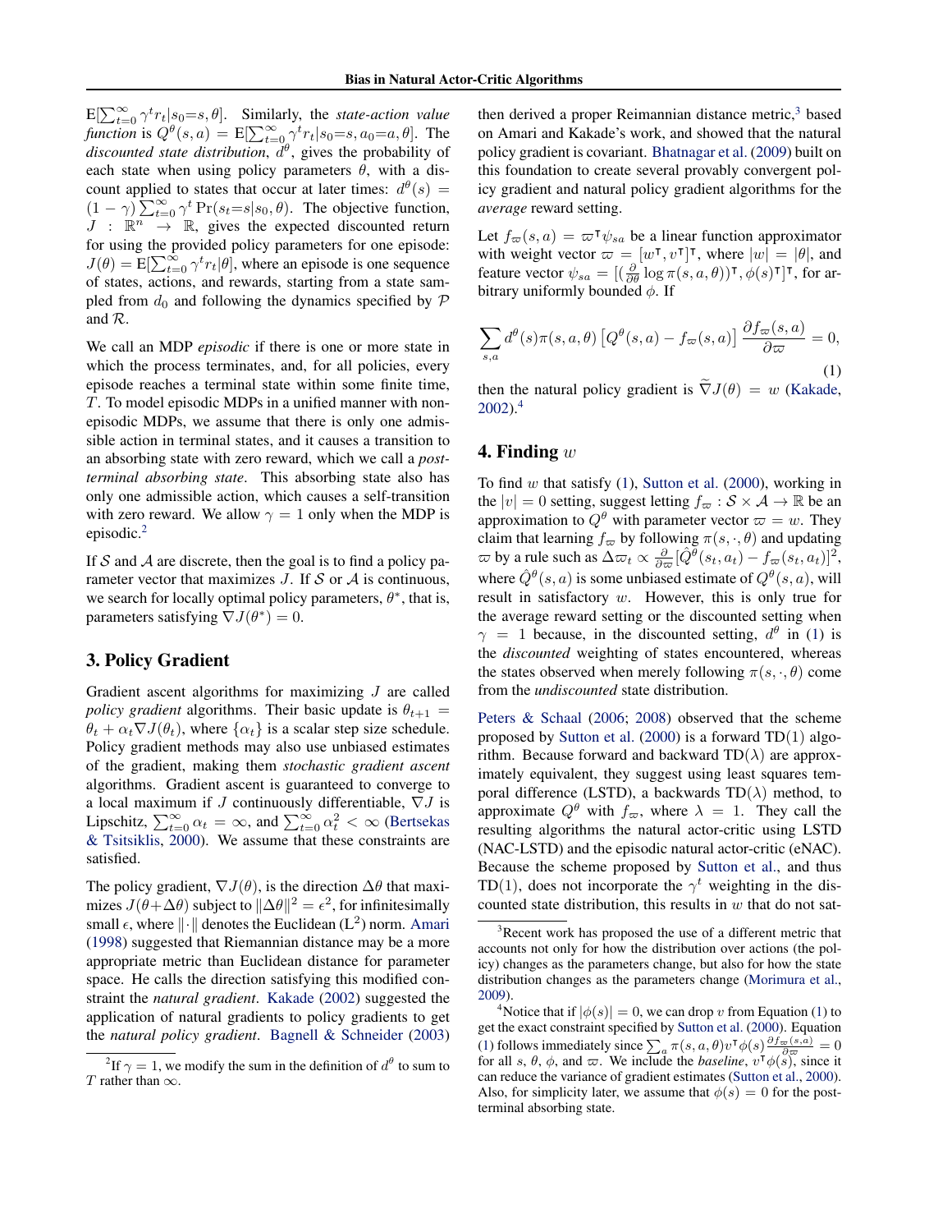$\mathrm{E}[\sum_{t=0}^{\infty} \gamma^t r_t | s_0{=}s, \theta]$. Similarly, the *state-action value function* is $Q^\theta(s,a) = \mathrm{E}[\sum_{t=0}^{\infty} \gamma^t r_t | s_0{=}s, a_0{=}a, \theta]$. The *discounted state distribution*, $d^\theta$, gives the probability of each state when using policy parameters $\theta$, with a discount applied to states that occur at later times: $d^\theta(s) = (1-\gamma)\sum_{t=0}^{\infty} \gamma^t \Pr(s_t{=}s | s_0, \theta)$. The objective function, $J : \mathbb{R}^n \rightarrow \mathbb{R}$, gives the expected discounted return for using the provided policy parameters for one episode: $J(\theta) = \mathrm{E}[\sum_{t=0}^{\infty} \gamma^t r_t | \theta]$, where an episode is one sequence of states, actions, and rewards, starting from a state sampled from $d_0$ and following the dynamics specified by $\mathcal{P}$ and $\mathcal{R}$.

We call an MDP *episodic* if there is one or more state in which the process terminates, and, for all policies, every episode reaches a terminal state within some finite time, $T$. To model episodic MDPs in a unified manner with non-episodic MDPs, we assume that there is only one admissible action in terminal states, and it causes a transition to an absorbing state with zero reward, which we call a *post-terminal absorbing state*. This absorbing state also has only one admissible action, which causes a self-transition with zero reward. We allow $\gamma = 1$ only when the MDP is episodic.[2]

If $\mathcal{S}$ and $\mathcal{A}$ are discrete, then the goal is to find a policy parameter vector that maximizes $J$. If $\mathcal{S}$ or $\mathcal{A}$ is continuous, we search for locally optimal policy parameters, $\theta^*$, that is, parameters satisfying $\nabla J(\theta^*) = 0$.

## 3. Policy Gradient

Gradient ascent algorithms for maximizing $J$ are called *policy gradient* algorithms. Their basic update is $\theta_{t+1} = \theta_t + \alpha_t \nabla J(\theta_t)$, where $\{\alpha_t\}$ is a scalar step size schedule. Policy gradient methods may also use unbiased estimates of the gradient, making them *stochastic gradient ascent* algorithms. Gradient ascent is guaranteed to converge to a local maximum if $J$ continuously differentiable, $\nabla J$ is Lipschitz, $\sum_{t=0}^{\infty} \alpha_t = \infty$, and $\sum_{t=0}^{\infty} \alpha_t^2 < \infty$ (Bertsekas & Tsitsiklis, 2000). We assume that these constraints are satisfied.

The policy gradient, $\nabla J(\theta)$, is the direction $\Delta\theta$ that maximizes $J(\theta + \Delta\theta)$ subject to $\|\Delta\theta\|^2 = \epsilon^2$, for infinitesimally small $\epsilon$, where $\|\cdot\|$ denotes the Euclidean ($\mathrm{L}^2$) norm. Amari (1998) suggested that Riemannian distance may be a more appropriate metric than Euclidean distance for parameter space. He calls the direction satisfying this modified constraint the *natural gradient*. Kakade (2002) suggested the application of natural gradients to policy gradients to get the *natural policy gradient*. Bagnell & Schneider (2003) then derived a proper Reimannian distance metric,[3] based on Amari and Kakade's work, and showed that the natural policy gradient is covariant. Bhatnagar et al. (2009) built on this foundation to create several provably convergent policy gradient and natural policy gradient algorithms for the *average* reward setting.

Let $f_\varpi(s,a) = \varpi^\intercal \psi_{sa}$ be a linear function approximator with weight vector $\varpi = [w^\intercal, v^\intercal]^\intercal$, where $|w| = |\theta|$, and feature vector $\psi_{sa} = [(\frac{\partial}{\partial\theta}\log\pi(s,a,\theta))^\intercal, \phi(s)^\intercal]^\intercal$, for arbitrary uniformly bounded $\phi$. If

$$\sum_{s,a} d^\theta(s)\pi(s,a,\theta)\left[Q^\theta(s,a) - f_\varpi(s,a)\right]\frac{\partial f_\varpi(s,a)}{\partial\varpi} = 0, \tag{1}$$

then the natural policy gradient is $\widetilde{\nabla} J(\theta) = w$ (Kakade, 2002).[4]

## 4. Finding $w$

To find $w$ that satisfy (1), Sutton et al. (2000), working in the $|v| = 0$ setting, suggest letting $f_\varpi : \mathcal{S}\times\mathcal{A} \rightarrow \mathbb{R}$ be an approximation to $Q^\theta$ with parameter vector $\varpi = w$. They claim that learning $f_\varpi$ by following $\pi(s,\cdot,\theta)$ and updating $\varpi$ by a rule such as $\Delta\varpi_t \propto \frac{\partial}{\partial\varpi}[\hat{Q}^\theta(s_t,a_t) - f_\varpi(s_t,a_t)]^2$, where $\hat{Q}^\theta(s,a)$ is some unbiased estimate of $Q^\theta(s,a)$, will result in satisfactory $w$. However, this is only true for the average reward setting or the discounted setting when $\gamma = 1$ because, in the discounted setting, $d^\theta$ in (1) is the *discounted* weighting of states encountered, whereas the states observed when merely following $\pi(s,\cdot,\theta)$ come from the *undiscounted* state distribution.

Peters & Schaal (2006; 2008) observed that the scheme proposed by Sutton et al. (2000) is a forward TD(1) algorithm. Because forward and backward TD($\lambda$) are approximately equivalent, they suggest using least squares temporal difference (LSTD), a backwards TD($\lambda$) method, to approximate $Q^\theta$ with $f_\varpi$, where $\lambda = 1$. They call the resulting algorithms the natural actor-critic using LSTD (NAC-LSTD) and the episodic natural actor-critic (eNAC). Because the scheme proposed by Sutton et al., and thus TD(1), does not incorporate the $\gamma^t$ weighting in the discounted state distribution, this results in $w$ that do not sat-

---

[2] If $\gamma = 1$, we modify the sum in the definition of $d^\theta$ to sum to $T$ rather than $\infty$.

[3] Recent work has proposed the use of a different metric that accounts not only for how the distribution over actions (the policy) changes as the parameters change, but also for how the state distribution changes as the parameters change (Morimura et al., 2009).

[4] Notice that if $|\phi(s)| = 0$, we can drop $v$ from Equation (1) to get the exact constraint specified by Sutton et al. (2000). Equation (1) follows immediately since $\sum_a \pi(s,a,\theta)v^\intercal\phi(s)\frac{\partial f_\varpi(s,a)}{\partial\varpi} = 0$ for all $s$, $\theta$, $\phi$, and $\varpi$. We include the *baseline*, $v^\intercal\phi(s)$, since it can reduce the variance of gradient estimates (Sutton et al., 2000). Also, for simplicity later, we assume that $\phi(s) = 0$ for the post-terminal absorbing state.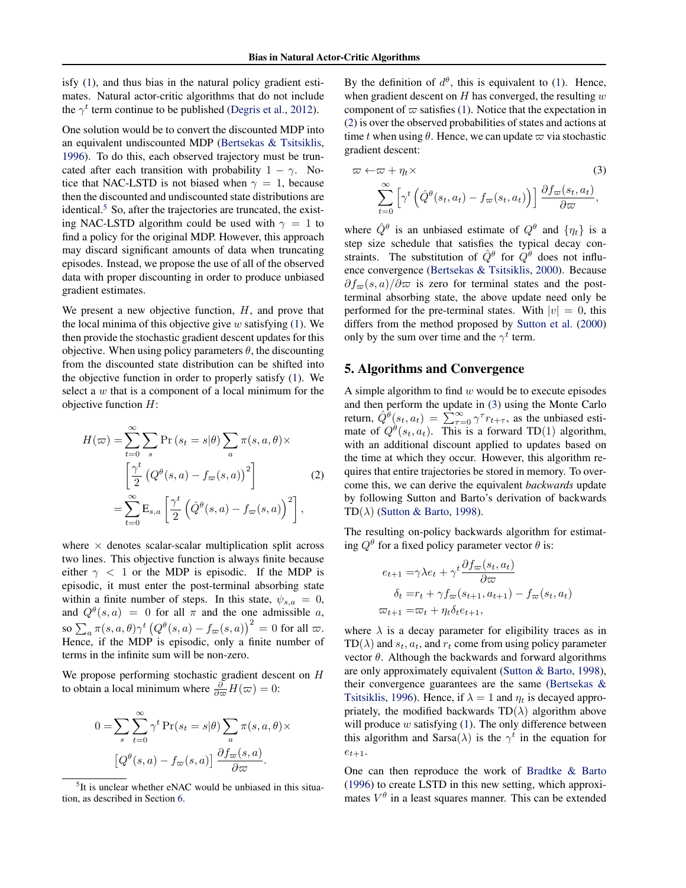isfy (1), and thus bias in the natural policy gradient estimates. Natural actor-critic algorithms that do not include the $\gamma^t$ term continue to be published (Degris et al., 2012).

One solution would be to convert the discounted MDP into an equivalent undiscounted MDP (Bertsekas & Tsitsiklis, 1996). To do this, each observed trajectory must be truncated after each transition with probability $1-\gamma$. Notice that NAC-LSTD is not biased when $\gamma = 1$, because then the discounted and undiscounted state distributions are identical.[5] So, after the trajectories are truncated, the existing NAC-LSTD algorithm could be used with $\gamma = 1$ to find a policy for the original MDP. However, this approach may discard significant amounts of data when truncating episodes. Instead, we propose the use of all of the observed data with proper discounting in order to produce unbiased gradient estimates.

We present a new objective function, $H$, and prove that the local minima of this objective give $w$ satisfying (1). We then provide the stochastic gradient descent updates for this objective. When using policy parameters $\theta$, the discounting from the discounted state distribution can be shifted into the objective function in order to properly satisfy (1). We select a $w$ that is a component of a local minimum for the objective function $H$:

$$
\begin{aligned}
H(\varpi) =& \sum_{t=0}^{\infty}\sum_{s}\Pr\left(s_t = s|\theta\right)\sum_{a}\pi(s,a,\theta)\times \\
&\left[\frac{\gamma^t}{2}\left(Q^\theta(s,a) - f_\varpi(s,a)\right)^2\right] \\
=& \sum_{t=0}^{\infty}\mathrm{E}_{s,a}\left[\frac{\gamma^t}{2}\left(\hat{Q}^\theta(s,a) - f_\varpi(s,a)\right)^2\right],
\end{aligned} \tag{2}
$$

where $\times$ denotes scalar-scalar multiplication split across two lines. This objective function is always finite because either $\gamma < 1$ or the MDP is episodic. If the MDP is episodic, it must enter the post-terminal absorbing state within a finite number of steps. In this state, $\psi_{s,a} = 0$, and $Q^\theta(s,a) = 0$ for all $\pi$ and the one admissible $a$, so $\sum_a \pi(s,a,\theta)\gamma^t\left(Q^\theta(s,a) - f_\varpi(s,a)\right)^2 = 0$ for all $\varpi$. Hence, if the MDP is episodic, only a finite number of terms in the infinite sum will be non-zero.

We propose performing stochastic gradient descent on $H$ to obtain a local minimum where $\frac{\partial}{\partial\varpi}H(\varpi) = 0$:

$$
\begin{aligned}
0 =& \sum_{s}\sum_{t=0}^{\infty}\gamma^t\Pr(s_t = s|\theta)\sum_{a}\pi(s,a,\theta)\times \\
&\left[Q^\theta(s,a) - f_\varpi(s,a)\right]\frac{\partial f_\varpi(s,a)}{\partial\varpi}.
\end{aligned}
$$

[5] It is unclear whether eNAC would be unbiased in this situation, as described in Section 6.

By the definition of $d^\theta$, this is equivalent to (1). Hence, when gradient descent on $H$ has converged, the resulting $w$ component of $\varpi$ satisfies (1). Notice that the expectation in (2) is over the observed probabilities of states and actions at time $t$ when using $\theta$. Hence, we can update $\varpi$ via stochastic gradient descent:

$$
\begin{aligned}
\varpi \leftarrow& \varpi + \eta_t\times \\
&\sum_{t=0}^{\infty}\left[\gamma^t\left(\hat{Q}^\theta(s_t,a_t) - f_\varpi(s_t,a_t)\right)\right]\frac{\partial f_\varpi(s_t,a_t)}{\partial\varpi},
\end{aligned} \tag{3}
$$

where $\hat{Q}^\theta$ is an unbiased estimate of $Q^\theta$ and $\{\eta_t\}$ is a step size schedule that satisfies the typical decay constraints. The substitution of $\hat{Q}^\theta$ for $Q^\theta$ does not influence convergence (Bertsekas & Tsitsiklis, 2000). Because $\partial f_\varpi(s,a)/\partial\varpi$ is zero for terminal states and the post-terminal absorbing state, the above update need only be performed for the pre-terminal states. With $|v| = 0$, this differs from the method proposed by Sutton et al. (2000) only by the sum over time and the $\gamma^t$ term.

## 5. Algorithms and Convergence

A simple algorithm to find $w$ would be to execute episodes and then perform the update in (3) using the Monte Carlo return, $\hat{Q}^\theta(s_t,a_t) = \sum_{\tau=0}^{\infty}\gamma^\tau r_{t+\tau}$, as the unbiased estimate of $Q^\theta(s_t,a_t)$. This is a forward TD(1) algorithm, with an additional discount applied to updates based on the time at which they occur. However, this algorithm requires that entire trajectories be stored in memory. To overcome this, we can derive the equivalent *backwards* update by following Sutton and Barto's derivation of backwards TD($\lambda$) (Sutton & Barto, 1998).

The resulting on-policy backwards algorithm for estimating $Q^\theta$ for a fixed policy parameter vector $\theta$ is:

$$
\begin{aligned}
e_{t+1} =& \gamma\lambda e_t + \gamma^t\frac{\partial f_\varpi(s_t,a_t)}{\partial\varpi} \\
\delta_t =& r_t + \gamma f_\varpi(s_{t+1},a_{t+1}) - f_\varpi(s_t,a_t) \\
\varpi_{t+1} =& \varpi_t + \eta_t\delta_t e_{t+1},
\end{aligned}
$$

where $\lambda$ is a decay parameter for eligibility traces as in TD($\lambda$) and $s_t$, $a_t$, and $r_t$ come from using policy parameter vector $\theta$. Although the backwards and forward algorithms are only approximately equivalent (Sutton & Barto, 1998), their convergence guarantees are the same (Bertsekas & Tsitsiklis, 1996). Hence, if $\lambda = 1$ and $\eta_t$ is decayed appropriately, the modified backwards TD($\lambda$) algorithm above will produce $w$ satisfying (1). The only difference between this algorithm and Sarsa($\lambda$) is the $\gamma^t$ in the equation for $e_{t+1}$.

One can then reproduce the work of Bradtke & Barto (1996) to create LSTD in this new setting, which approximates $V^\theta$ in a least squares manner. This can be extended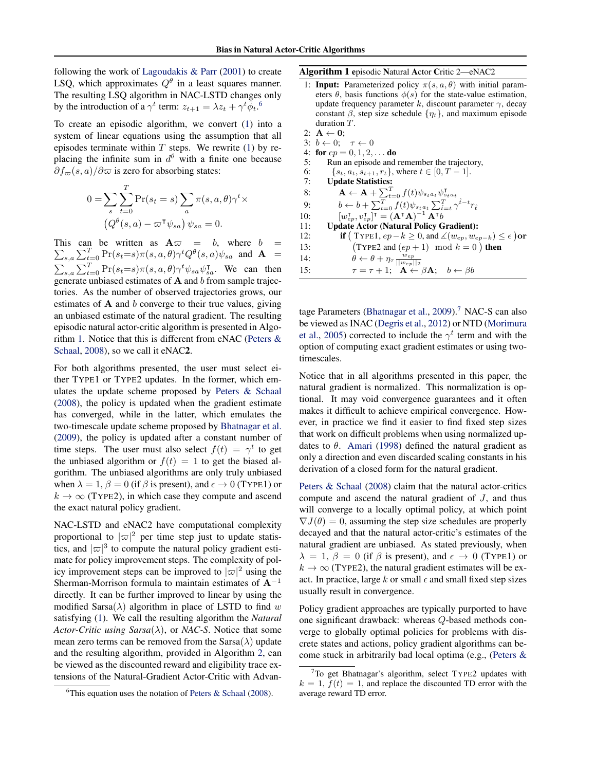following the work of Lagoudakis & Parr (2001) to create LSQ, which approximates $Q^\theta$ in a least squares manner. The resulting LSQ algorithm in NAC-LSTD changes only by the introduction of a $\gamma^t$ term: $z_{t+1} = \lambda z_t + \gamma^t \hat{\phi}_t$.[6]

To create an episodic algorithm, we convert (1) into a system of linear equations using the assumption that all episodes terminate within $T$ steps. We rewrite (1) by replacing the infinite sum in $d^\theta$ with a finite one because $\partial f_\varpi(s,a)/\partial \varpi$ is zero for absorbing states:

$$0 = \sum_s \sum_{t=0}^{T} \Pr(s_t = s) \sum_a \pi(s,a,\theta)\gamma^t \times \left(Q^\theta(s,a) - \varpi^\intercal \psi_{sa}\right)\psi_{sa} = 0.$$

This can be written as $\mathbf{A}\varpi = b$, where $b = \sum_{s,a}\sum_{t=0}^{T} \Pr(s_t{=}s)\pi(s,a,\theta)\gamma^t Q^\theta(s,a)\psi_{sa}$ and $\mathbf{A} = \sum_{s,a}\sum_{t=0}^{T} \Pr(s_t{=}s)\pi(s,a,\theta)\gamma^t \psi_{sa}\psi_{sa}^\intercal$. We can then generate unbiased estimates of $\mathbf{A}$ and $b$ from sample trajectories. As the number of observed trajectories grows, our estimates of $\mathbf{A}$ and $b$ converge to their true values, giving an unbiased estimate of the natural gradient. The resulting episodic natural actor-critic algorithm is presented in Algorithm 1. Notice that this is different from eNAC (Peters & Schaal, 2008), so we call it eNAC**2**.

For both algorithms presented, the user must select either TYPE1 or TYPE2 updates. In the former, which emulates the update scheme proposed by Peters & Schaal (2008), the policy is updated when the gradient estimate has converged, while in the latter, which emulates the two-timescale update scheme proposed by Bhatnagar et al. (2009), the policy is updated after a constant number of time steps. The user must also select $f(t) = \gamma^t$ to get the unbiased algorithm or $f(t) = 1$ to get the biased algorithm. The unbiased algorithms are only truly unbiased when $\lambda = 1, \beta = 0$ (if $\beta$ is present), and $\epsilon \to 0$ (TYPE1) or $k \to \infty$ (TYPE2), in which case they compute and ascend the exact natural policy gradient.

NAC-LSTD and eNAC2 have computational complexity proportional to $|\varpi|^2$ per time step just to update statistics, and $|\varpi|^3$ to compute the natural policy gradient estimate for policy improvement steps. The complexity of policy improvement steps can be improved to $|\varpi|^2$ using the Sherman-Morrison formula to maintain estimates of $\mathbf{A}^{-1}$ directly. It can be further improved to linear by using the modified Sarsa($\lambda$) algorithm in place of LSTD to find $w$ satisfying (1). We call the resulting algorithm the *Natural Actor-Critic using Sarsa*($\lambda$), or *NAC-S*. Notice that some mean zero terms can be removed from the Sarsa($\lambda$) update and the resulting algorithm, provided in Algorithm 2, can be viewed as the discounted reward and eligibility trace extensions of the Natural-Gradient Actor-Critic with Advantage Parameters (Bhatnagar et al., 2009).[7] NAC-S can also be viewed as INAC (Degris et al., 2012) or NTD (Morimura et al., 2005) corrected to include the $\gamma^t$ term and with the option of computing exact gradient estimates or using two-timescales.

**Algorithm 1** **e**pisodic **N**atural **A**ctor **C**ritic 2—eNAC2

1: **Input:** Parameterized policy $\pi(s,a,\theta)$ with initial parameters $\theta$, basis functions $\phi(s)$ for the state-value estimation, update frequency parameter $k$, discount parameter $\gamma$, decay constant $\beta$, step size schedule $\{\eta_t\}$, and maximum episode duration $T$.
2: $\mathbf{A} \leftarrow \mathbf{0}$;
3: $b \leftarrow 0$; $\quad \tau \leftarrow 0$
4: **for** $ep = 0, 1, 2, \ldots$ **do**
5: $\quad$ Run an episode and remember the trajectory,
6: $\quad$ $\{s_t, a_t, s_{t+1}, r_t\}$, where $t \in [0, T-1]$.
7: $\quad$ **Update Statistics:**
8: $\quad\quad$ $\mathbf{A} \leftarrow \mathbf{A} + \sum_{t=0}^{T} f(t)\psi_{s_t a_t}\psi_{s_t a_t}^\intercal$
9: $\quad\quad$ $b \leftarrow b + \sum_{t=0}^{T} f(t)\psi_{s_t a_t}\sum_{\hat{t}=t}^{T}\gamma^{\hat{t}-t} r_{\hat{t}}$
10: $\quad\quad$ $[w_{ep}^\intercal, v_{ep}^\intercal]^\intercal = (\mathbf{A}^\intercal \mathbf{A})^{-1}\mathbf{A}^\intercal b$
11: $\quad$ **Update Actor (Natural Policy Gradient):**
12: $\quad\quad$ **if** $\big($ TYPE1, $ep - k \ge 0$, and $\measuredangle(w_{ep}, w_{ep-k}) \le \epsilon\big)$ **or**
13: $\quad\quad\quad$ $\big($TYPE2 and $(ep+1) \mod k = 0\big)$ **then**
14: $\quad\quad\quad$ $\theta \leftarrow \theta + \eta_\tau \frac{w_{ep}}{||w_{ep}||_2}$
15: $\quad\quad\quad$ $\tau = \tau + 1$; $\quad \mathbf{A} \leftarrow \beta\mathbf{A}$; $\quad b \leftarrow \beta b$

Notice that in all algorithms presented in this paper, the natural gradient is normalized. This normalization is optional. It may void convergence guarantees and it often makes it difficult to achieve empirical convergence. However, in practice we find it easier to find fixed step sizes that work on difficult problems when using normalized updates to $\theta$. Amari (1998) defined the natural gradient as only a direction and even discarded scaling constants in his derivation of a closed form for the natural gradient.

Peters & Schaal (2008) claim that the natural actor-critics compute and ascend the natural gradient of $J$, and thus will converge to a locally optimal policy, at which point $\nabla J(\theta) = 0$, assuming the step size schedules are properly decayed and that the natural actor-critic's estimates of the natural gradient are unbiased. As stated previously, when $\lambda = 1$, $\beta = 0$ (if $\beta$ is present), and $\epsilon \to 0$ (TYPE1) or $k \to \infty$ (TYPE2), the natural gradient estimates will be exact. In practice, large $k$ or small $\epsilon$ and small fixed step sizes usually result in convergence.

Policy gradient approaches are typically purported to have one significant drawback: whereas $Q$-based methods converge to globally optimal policies for problems with discrete states and actions, policy gradient algorithms can become stuck in arbitrarily bad local optima (e.g., (Peters &

[6] This equation uses the notation of Peters & Schaal (2008).

[7] To get Bhatnagar's algorithm, select TYPE2 updates with $k = 1$, $f(t) = 1$, and replace the discounted TD error with the average reward TD error.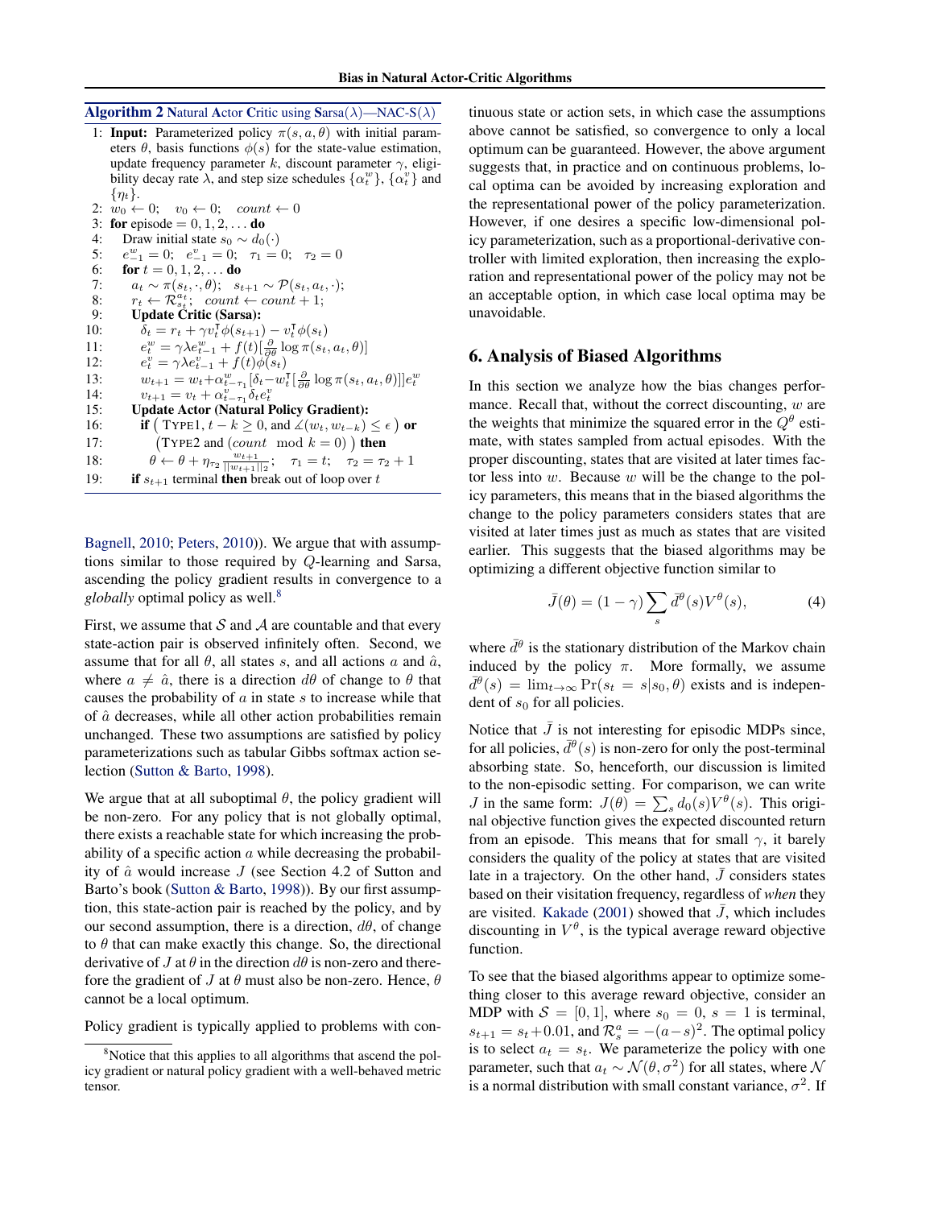**Algorithm 2** Natural Actor Critic using Sarsa($\lambda$)—NAC-S($\lambda$)

```
1: Input: Parameterized policy π(s, a, θ) with initial parameters θ, basis functions φ(s) for the state-value estimation, update frequency parameter k, discount parameter γ, eligibility decay rate λ, and step size schedules {α_t^w}, {α_t^v} and {η_t}.
2: w_0 ← 0;   v_0 ← 0;   count ← 0
3: for episode = 0, 1, 2, ... do
4:    Draw initial state s_0 ~ d_0(·)
5:    e^w_{-1} = 0;   e^v_{-1} = 0;   τ_1 = 0;   τ_2 = 0
6:    for t = 0, 1, 2, ... do
7:       a_t ~ π(s_t, ·, θ);   s_{t+1} ~ P(s_t, a_t, ·);
8:       r_t ← R^{a_t}_{s_t};   count ← count + 1;
9:       Update Critic (Sarsa):
10:         δ_t = r_t + γ v_t^T φ(s_{t+1}) − v_t^T φ(s_t)
11:         e^w_t = γλ e^w_{t-1} + f(t)[∂/∂θ log π(s_t, a_t, θ)]
12:         e^v_t = γλ e^v_{t-1} + f(t)φ(s_t)
13:         w_{t+1} = w_t + α^w_{t-τ_1}[δ_t − w_t^T[∂/∂θ log π(s_t, a_t, θ)]] e^w_t
14:         v_{t+1} = v_t + α^v_{t-τ_1} δ_t e^v_t
15:      Update Actor (Natural Policy Gradient):
16:         if ( TYPE1, t − k ≥ 0, and ∠(w_t, w_{t-k}) ≤ ε ) or
17:            (TYPE2 and (count mod k = 0) ) then
18:            θ ← θ + η_{τ_2} w_{t+1}/||w_{t+1}||_2;   τ_1 = t;   τ_2 = τ_2 + 1
19:      if s_{t+1} terminal then break out of loop over t
```

Bagnell, 2010; Peters, 2010)). We argue that with assumptions similar to those required by $Q$-learning and Sarsa, ascending the policy gradient results in convergence to a *globally* optimal policy as well.[8]

First, we assume that $\mathcal{S}$ and $\mathcal{A}$ are countable and that every state-action pair is observed infinitely often. Second, we assume that for all $\theta$, all states $s$, and all actions $a$ and $\hat{a}$, where $a \neq \hat{a}$, there is a direction $d\theta$ of change to $\theta$ that causes the probability of $a$ in state $s$ to increase while that of $\hat{a}$ decreases, while all other action probabilities remain unchanged. These two assumptions are satisfied by policy parameterizations such as tabular Gibbs softmax action selection (Sutton & Barto, 1998).

We argue that at all suboptimal $\theta$, the policy gradient will be non-zero. For any policy that is not globally optimal, there exists a reachable state for which increasing the probability of a specific action $a$ while decreasing the probability of $\hat{a}$ would increase $J$ (see Section 4.2 of Sutton and Barto's book (Sutton & Barto, 1998)). By our first assumption, this state-action pair is reached by the policy, and by our second assumption, there is a direction, $d\theta$, of change to $\theta$ that can make exactly this change. So, the directional derivative of $J$ at $\theta$ in the direction $d\theta$ is non-zero and therefore the gradient of $J$ at $\theta$ must also be non-zero. Hence, $\theta$ cannot be a local optimum.

Policy gradient is typically applied to problems with continuous state or action sets, in which case the assumptions above cannot be satisfied, so convergence to only a local optimum can be guaranteed. However, the above argument suggests that, in practice and on continuous problems, local optima can be avoided by increasing exploration and the representational power of the policy parameterization. However, if one desires a specific low-dimensional policy parameterization, such as a proportional-derivative controller with limited exploration, then increasing the exploration and representational power of the policy may not be an acceptable option, in which case local optima may be unavoidable.

## 6. Analysis of Biased Algorithms

In this section we analyze how the bias changes performance. Recall that, without the correct discounting, $w$ are the weights that minimize the squared error in the $Q^\theta$ estimate, with states sampled from actual episodes. With the proper discounting, states that are visited at later times factor less into $w$. Because $w$ will be the change to the policy parameters, this means that in the biased algorithms the change to the policy parameters considers states that are visited at later times just as much as states that are visited earlier. This suggests that the biased algorithms may be optimizing a different objective function similar to

$$\bar{J}(\theta) = (1-\gamma)\sum_s \bar{d}^\theta(s) V^\theta(s), \tag{4}$$

where $\bar{d}^\theta$ is the stationary distribution of the Markov chain induced by the policy $\pi$. More formally, we assume $\bar{d}^\theta(s) = \lim_{t\to\infty} \Pr(s_t = s | s_0, \theta)$ exists and is independent of $s_0$ for all policies.

Notice that $\bar{J}$ is not interesting for episodic MDPs since, for all policies, $\bar{d}^\theta(s)$ is non-zero for only the post-terminal absorbing state. So, henceforth, our discussion is limited to the non-episodic setting. For comparison, we can write $J$ in the same form: $J(\theta) = \sum_s d_0(s) V^\theta(s)$. This original objective function gives the expected discounted return from an episode. This means that for small $\gamma$, it barely considers the quality of the policy at states that are visited late in a trajectory. On the other hand, $\bar{J}$ considers states based on their visitation frequency, regardless of *when* they are visited. Kakade (2001) showed that $\bar{J}$, which includes discounting in $V^\theta$, is the typical average reward objective function.

To see that the biased algorithms appear to optimize something closer to this average reward objective, consider an MDP with $\mathcal{S} = [0, 1]$, where $s_0 = 0$, $s = 1$ is terminal, $s_{t+1} = s_t + 0.01$, and $\mathcal{R}^a_s = -(a-s)^2$. The optimal policy is to select $a_t = s_t$. We parameterize the policy with one parameter, such that $a_t \sim \mathcal{N}(\theta, \sigma^2)$ for all states, where $\mathcal{N}$ is a normal distribution with small constant variance, $\sigma^2$. If

[8] Notice that this applies to all algorithms that ascend the policy gradient or natural policy gradient with a well-behaved metric tensor.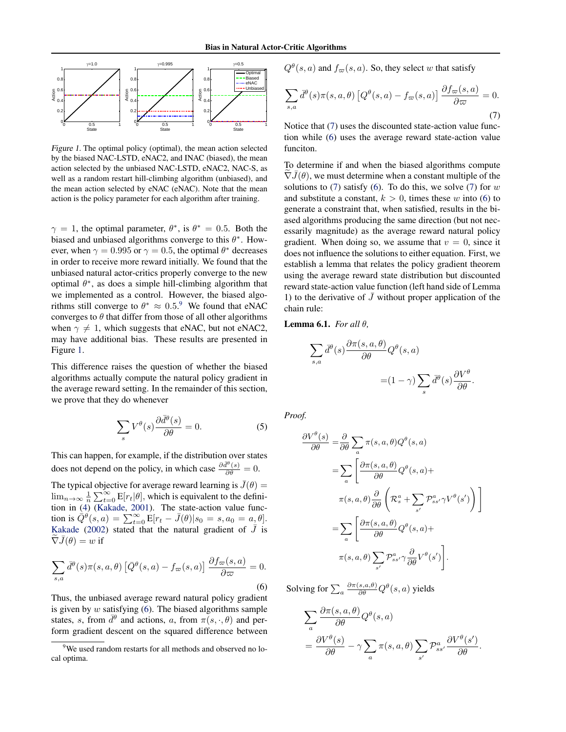Figure 1. The optimal policy (optimal), the mean action selected by the biased NAC-LSTD, eNAC2, and INAC (biased), the mean action selected by the unbiased NAC-LSTD, eNAC2, NAC-S, as well as a random restart hill-climbing algorithm (unbiased), and the mean action selected by eNAC (eNAC). Note that the mean action is the policy parameter for each algorithm after training.

$\gamma = 1$, the optimal parameter, $\theta^*$, is $\theta^* = 0.5$. Both the biased and unbiased algorithms converge to this $\theta^*$. However, when $\gamma = 0.995$ or $\gamma = 0.5$, the optimal $\theta^*$ decreases in order to receive more reward initially. We found that the unbiased natural actor-critics properly converge to the new optimal $\theta^*$, as does a simple hill-climbing algorithm that we implemented as a control. However, the biased algorithms still converge to $\theta^* \approx 0.5$.[9] We found that eNAC converges to $\theta$ that differ from those of all other algorithms when $\gamma \neq 1$, which suggests that eNAC, but not eNAC2, may have additional bias. These results are presented in Figure 1.

This difference raises the question of whether the biased algorithms actually compute the natural policy gradient in the average reward setting. In the remainder of this section, we prove that they do whenever

$$\sum_s V^\theta(s) \frac{\partial \bar{d}^\theta(s)}{\partial \theta} = 0. \tag{5}$$

This can happen, for example, if the distribution over states does not depend on the policy, in which case $\frac{\partial \bar{d}^\theta(s)}{\partial \theta} = 0$.

The typical objective for average reward learning is $\bar{J}(\theta) = \lim_{n\to\infty} \frac{1}{n} \sum_{t=0}^{\infty} \mathrm{E}[r_t|\theta]$, which is equivalent to the definition in (4) (Kakade, 2001). The state-action value function is $\bar{Q}^\theta(s,a) = \sum_{t=0}^{\infty} \mathrm{E}[r_t - \bar{J}(\theta)|s_0 = s, a_0 = a, \theta]$. Kakade (2002) stated that the natural gradient of $\bar{J}$ is $\widetilde{\nabla} \bar{J}(\theta) = w$ if

$$\sum_{s,a} \bar{d}^\theta(s)\pi(s,a,\theta)\left[\bar{Q}^\theta(s,a) - f_\varpi(s,a)\right] \frac{\partial f_\varpi(s,a)}{\partial \varpi} = 0. \tag{6}$$

Thus, the unbiased average reward natural policy gradient is given by $w$ satisfying (6). The biased algorithms sample states, $s$, from $\bar{d}^\theta$ and actions, $a$, from $\pi(s,\cdot,\theta)$ and perform gradient descent on the squared difference between $Q^\theta(s,a)$ and $f_\varpi(s,a)$. So, they select $w$ that satisfy

$$\sum_{s,a} \bar{d}^\theta(s)\pi(s,a,\theta)\left[Q^\theta(s,a) - f_\varpi(s,a)\right] \frac{\partial f_\varpi(s,a)}{\partial \varpi} = 0. \tag{7}$$

Notice that (7) uses the discounted state-action value function while (6) uses the average reward state-action value funciton.

To determine if and when the biased algorithms compute $\widetilde{\nabla} \bar{J}(\theta)$, we must determine when a constant multiple of the solutions to (7) satisfy (6). To do this, we solve (7) for $w$ and substitute a constant, $k > 0$, times these $w$ into (6) to generate a constraint that, when satisfied, results in the biased algorithms producing the same direction (but not necessarily magnitude) as the average reward natural policy gradient. When doing so, we assume that $v = 0$, since it does not influence the solutions to either equation. First, we establish a lemma that relates the policy gradient theorem using the average reward state distribution but discounted reward state-action value function (left hand side of Lemma 1) to the derivative of $\bar{J}$ without proper application of the chain rule:

**Lemma 6.1.** *For all $\theta$,*

$$\sum_{s,a} \bar{d}^\theta(s) \frac{\partial \pi(s,a,\theta)}{\partial \theta} Q^\theta(s,a) = (1-\gamma) \sum_s \bar{d}^\theta(s) \frac{\partial V^\theta}{\partial \theta}.$$

*Proof.*

$$\begin{aligned}
\frac{\partial V^\theta(s)}{\partial \theta} =& \frac{\partial}{\partial \theta} \sum_a \pi(s,a,\theta) Q^\theta(s,a) \\
=& \sum_a \left[ \frac{\partial \pi(s,a,\theta)}{\partial \theta} Q^\theta(s,a) + \right. \\
& \left. \pi(s,a,\theta) \frac{\partial}{\partial \theta} \left( \mathcal{R}_s^a + \sum_{s'} \mathcal{P}_{ss'}^a \gamma V^\theta(s') \right) \right] \\
=& \sum_a \left[ \frac{\partial \pi(s,a,\theta)}{\partial \theta} Q^\theta(s,a) + \right. \\
& \left. \pi(s,a,\theta) \sum_{s'} \mathcal{P}_{ss'}^a \gamma \frac{\partial}{\partial \theta} V^\theta(s') \right].
\end{aligned}$$

Solving for $\sum_a \frac{\partial \pi(s,a,\theta)}{\partial \theta} Q^\theta(s,a)$ yields

$$\begin{aligned}
&\sum_a \frac{\partial \pi(s,a,\theta)}{\partial \theta} Q^\theta(s,a) \\
&= \frac{\partial V^\theta(s)}{\partial \theta} - \gamma \sum_a \pi(s,a,\theta) \sum_{s'} \mathcal{P}_{ss'}^a \frac{\partial V^\theta(s')}{\partial \theta}.
\end{aligned}$$

[9] We used random restarts for all methods and observed no local optima.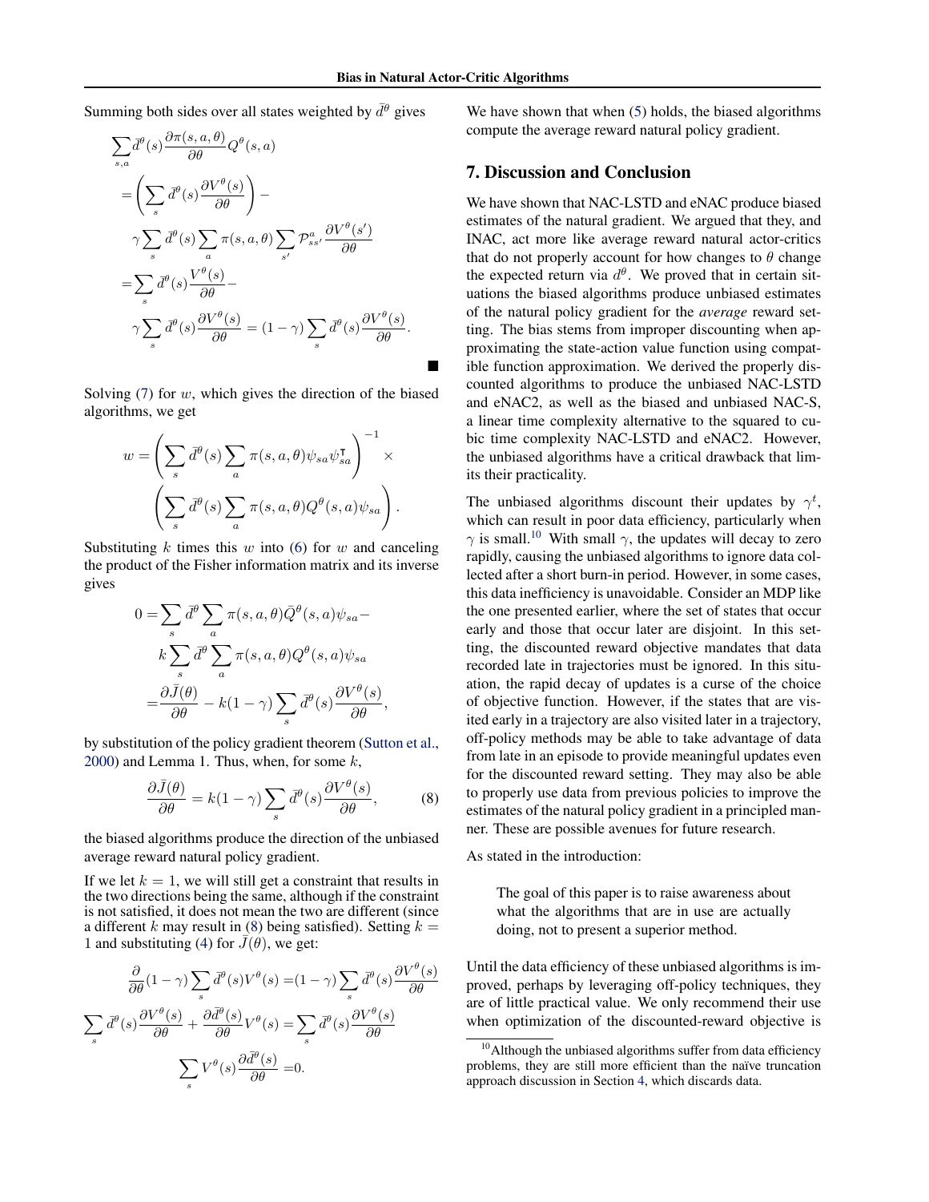Summing both sides over all states weighted by $\bar{d}^\theta$ gives

$$
\begin{aligned}
&\sum_{s,a} \bar{d}^\theta(s) \frac{\partial \pi(s,a,\theta)}{\partial \theta} Q^\theta(s,a) \\
&= \left( \sum_s \bar{d}^\theta(s) \frac{\partial V^\theta(s)}{\partial \theta} \right) - \\
&\quad \gamma \sum_s \bar{d}^\theta(s) \sum_a \pi(s,a,\theta) \sum_{s'} \mathcal{P}_{ss'}^a \frac{\partial V^\theta(s')}{\partial \theta} \\
&= \sum_s \bar{d}^\theta(s) \frac{V^\theta(s)}{\partial \theta} - \\
&\quad \gamma \sum_s \bar{d}^\theta(s) \frac{\partial V^\theta(s)}{\partial \theta} = (1-\gamma) \sum_s \bar{d}^\theta(s) \frac{\partial V^\theta(s)}{\partial \theta}.
\end{aligned}
$$

■

Solving (7) for $w$, which gives the direction of the biased algorithms, we get

$$
\begin{aligned}
w = &\left( \sum_s \bar{d}^\theta(s) \sum_a \pi(s,a,\theta) \psi_{sa} \psi_{sa}^\intercal \right)^{-1} \times \\
&\left( \sum_s \bar{d}^\theta(s) \sum_a \pi(s,a,\theta) Q^\theta(s,a) \psi_{sa} \right).
\end{aligned}
$$

Substituting $k$ times this $w$ into (6) for $w$ and canceling the product of the Fisher information matrix and its inverse gives

$$
\begin{aligned}
0 = &\sum_s \bar{d}^\theta \sum_a \pi(s,a,\theta) \bar{Q}^\theta(s,a) \psi_{sa} - \\
&k \sum_s \bar{d}^\theta \sum_a \pi(s,a,\theta) Q^\theta(s,a) \psi_{sa} \\
= &\frac{\partial \bar{J}(\theta)}{\partial \theta} - k(1-\gamma) \sum_s \bar{d}^\theta(s) \frac{\partial V^\theta(s)}{\partial \theta},
\end{aligned}
$$

by substitution of the policy gradient theorem (Sutton et al., 2000) and Lemma 1. Thus, when, for some $k$,

$$
\frac{\partial \bar{J}(\theta)}{\partial \theta} = k(1-\gamma) \sum_s \bar{d}^\theta(s) \frac{\partial V^\theta(s)}{\partial \theta}, \tag{8}
$$

the biased algorithms produce the direction of the unbiased average reward natural policy gradient.

If we let $k = 1$, we will still get a constraint that results in the two directions being the same, although if the constraint is not satisfied, it does not mean the two are different (since a different $k$ may result in (8) being satisfied). Setting $k = 1$ and substituting (4) for $\bar{J}(\theta)$, we get:

$$
\begin{aligned}
\frac{\partial}{\partial \theta} (1-\gamma) \sum_s \bar{d}^\theta(s) V^\theta(s) &= (1-\gamma) \sum_s \bar{d}^\theta(s) \frac{\partial V^\theta(s)}{\partial \theta} \\
\sum_s \bar{d}^\theta(s) \frac{\partial V^\theta(s)}{\partial \theta} + \frac{\partial \bar{d}^\theta(s)}{\partial \theta} V^\theta(s) &= \sum_s \bar{d}^\theta(s) \frac{\partial V^\theta(s)}{\partial \theta} \\
\sum_s V^\theta(s) \frac{\partial \bar{d}^\theta(s)}{\partial \theta} &= 0.
\end{aligned}
$$

We have shown that when (5) holds, the biased algorithms compute the average reward natural policy gradient.

## 7. Discussion and Conclusion

We have shown that NAC-LSTD and eNAC produce biased estimates of the natural gradient. We argued that they, and INAC, act more like average reward natural actor-critics that do not properly account for how changes to $\theta$ change the expected return via $d^\theta$. We proved that in certain situations the biased algorithms produce unbiased estimates of the natural policy gradient for the *average* reward setting. The bias stems from improper discounting when approximating the state-action value function using compatible function approximation. We derived the properly discounted algorithms to produce the unbiased NAC-LSTD and eNAC2, as well as the biased and unbiased NAC-S, a linear time complexity alternative to the squared to cubic time complexity NAC-LSTD and eNAC2. However, the unbiased algorithms have a critical drawback that limits their practicality.

The unbiased algorithms discount their updates by $\gamma^t$, which can result in poor data efficiency, particularly when $\gamma$ is small.[10] With small $\gamma$, the updates will decay to zero rapidly, causing the unbiased algorithms to ignore data collected after a short burn-in period. However, in some cases, this data inefficiency is unavoidable. Consider an MDP like the one presented earlier, where the set of states that occur early and those that occur later are disjoint. In this setting, the discounted reward objective mandates that data recorded late in trajectories must be ignored. In this situation, the rapid decay of updates is a curse of the choice of objective function. However, if the states that are visited early in a trajectory are also visited later in a trajectory, off-policy methods may be able to take advantage of data from late in an episode to provide meaningful updates even for the discounted reward setting. They may also be able to properly use data from previous policies to improve the estimates of the natural policy gradient in a principled manner. These are possible avenues for future research.

As stated in the introduction:

> The goal of this paper is to raise awareness about what the algorithms that are in use are actually doing, not to present a superior method.

Until the data efficiency of these unbiased algorithms is improved, perhaps by leveraging off-policy techniques, they are of little practical value. We only recommend their use when optimization of the discounted-reward objective is

[10] Although the unbiased algorithms suffer from data efficiency problems, they are still more efficient than the naïve truncation approach discussion in Section 4, which discards data.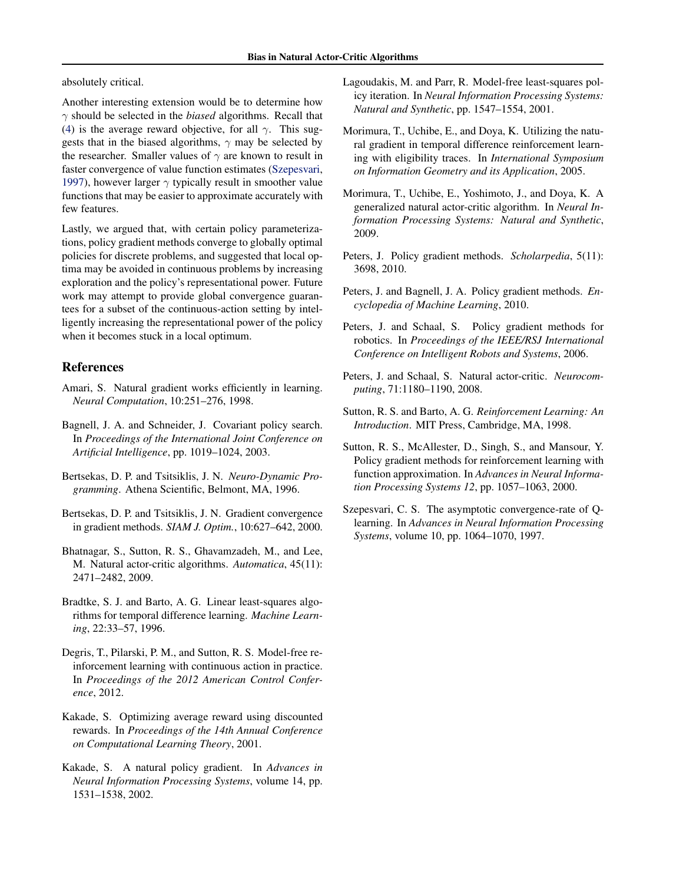absolutely critical.

Another interesting extension would be to determine how $\gamma$ should be selected in the *biased* algorithms. Recall that (4) is the average reward objective, for all $\gamma$. This suggests that in the biased algorithms, $\gamma$ may be selected by the researcher. Smaller values of $\gamma$ are known to result in faster convergence of value function estimates (Szepesvari, 1997), however larger $\gamma$ typically result in smoother value functions that may be easier to approximate accurately with few features.

Lastly, we argued that, with certain policy parameterizations, policy gradient methods converge to globally optimal policies for discrete problems, and suggested that local optima may be avoided in continuous problems by increasing exploration and the policy's representational power. Future work may attempt to provide global convergence guarantees for a subset of the continuous-action setting by intelligently increasing the representational power of the policy when it becomes stuck in a local optimum.

## References

Amari, S. Natural gradient works efficiently in learning. *Neural Computation*, 10:251–276, 1998.

Bagnell, J. A. and Schneider, J. Covariant policy search. In *Proceedings of the International Joint Conference on Artificial Intelligence*, pp. 1019–1024, 2003.

Bertsekas, D. P. and Tsitsiklis, J. N. *Neuro-Dynamic Programming*. Athena Scientific, Belmont, MA, 1996.

Bertsekas, D. P. and Tsitsiklis, J. N. Gradient convergence in gradient methods. *SIAM J. Optim.*, 10:627–642, 2000.

Bhatnagar, S., Sutton, R. S., Ghavamzadeh, M., and Lee, M. Natural actor-critic algorithms. *Automatica*, 45(11): 2471–2482, 2009.

Bradtke, S. J. and Barto, A. G. Linear least-squares algorithms for temporal difference learning. *Machine Learning*, 22:33–57, 1996.

Degris, T., Pilarski, P. M., and Sutton, R. S. Model-free reinforcement learning with continuous action in practice. In *Proceedings of the 2012 American Control Conference*, 2012.

Kakade, S. Optimizing average reward using discounted rewards. In *Proceedings of the 14th Annual Conference on Computational Learning Theory*, 2001.

Kakade, S. A natural policy gradient. In *Advances in Neural Information Processing Systems*, volume 14, pp. 1531–1538, 2002.

Lagoudakis, M. and Parr, R. Model-free least-squares policy iteration. In *Neural Information Processing Systems: Natural and Synthetic*, pp. 1547–1554, 2001.

Morimura, T., Uchibe, E., and Doya, K. Utilizing the natural gradient in temporal difference reinforcement learning with eligibility traces. In *International Symposium on Information Geometry and its Application*, 2005.

Morimura, T., Uchibe, E., Yoshimoto, J., and Doya, K. A generalized natural actor-critic algorithm. In *Neural Information Processing Systems: Natural and Synthetic*, 2009.

Peters, J. Policy gradient methods. *Scholarpedia*, 5(11): 3698, 2010.

Peters, J. and Bagnell, J. A. Policy gradient methods. *Encyclopedia of Machine Learning*, 2010.

Peters, J. and Schaal, S. Policy gradient methods for robotics. In *Proceedings of the IEEE/RSJ International Conference on Intelligent Robots and Systems*, 2006.

Peters, J. and Schaal, S. Natural actor-critic. *Neurocomputing*, 71:1180–1190, 2008.

Sutton, R. S. and Barto, A. G. *Reinforcement Learning: An Introduction*. MIT Press, Cambridge, MA, 1998.

Sutton, R. S., McAllester, D., Singh, S., and Mansour, Y. Policy gradient methods for reinforcement learning with function approximation. In *Advances in Neural Information Processing Systems 12*, pp. 1057–1063, 2000.

Szepesvari, C. S. The asymptotic convergence-rate of Q-learning. In *Advances in Neural Information Processing Systems*, volume 10, pp. 1064–1070, 1997.